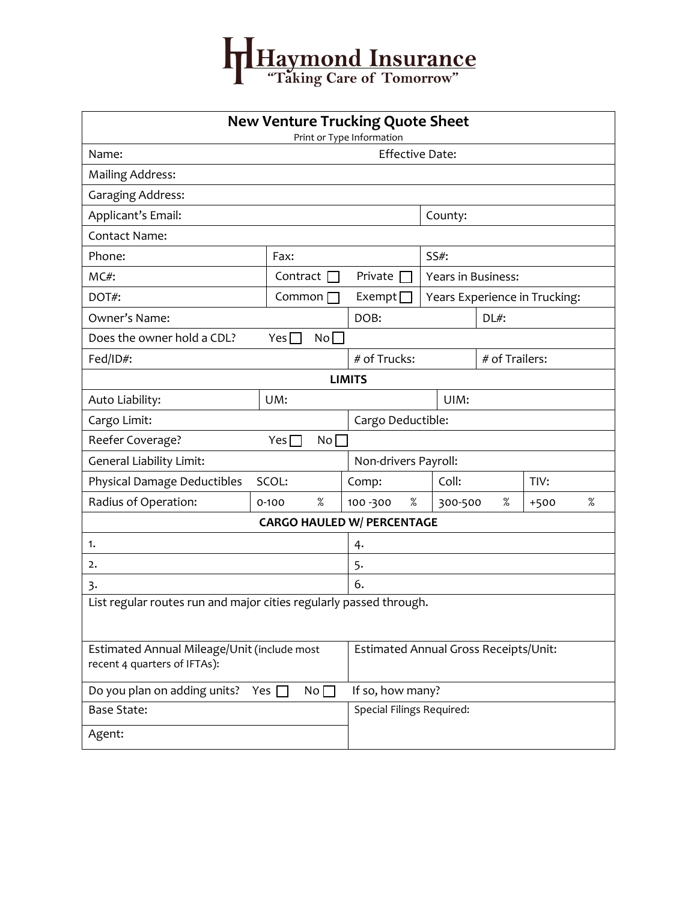# Haymond Insurance

"Taking Care of Tomorrow"

## New Venture Trucking Quote Sheet

Print or Type Information

| | | | | |
|---|---|---|---|---|
| Name: | | Effective Date: | | |
| Mailing Address: | | | | |
| Garaging Address: | | | | |
| Applicant's Email: | | | County: | |
| Contact Name: | | | | |
| Phone: | Fax: | | SS#: | |
| MC#: | Contract ☐ | Private ☐ | Years in Business: | |
| DOT#: | Common ☐ | Exempt ☐ | Years Experience in Trucking: | |
| Owner's Name: | | DOB: | DL#: | |
| Does the owner hold a CDL? | Yes ☐ No ☐ | | | |
| Fed/ID#: | | # of Trucks: | # of Trailers: | |

### LIMITS

| | | | | |
|---|---|---|---|---|
| Auto Liability: | UM: | | UIM: | |
| Cargo Limit: | | Cargo Deductible: | | |
| Reefer Coverage? | Yes ☐ No ☐ | | | |
| General Liability Limit: | | Non-drivers Payroll: | | |
| Physical Damage Deductibles | SCOL: | Comp: | Coll: | TIV: |
| Radius of Operation: | 0-100 % | 100 -300 % | 300-500 % | +500 % |

### CARGO HAULED W/ PERCENTAGE

| | |
|---|---|
| 1. | 4. |
| 2. | 5. |
| 3. | 6. |

List regular routes run and major cities regularly passed through.

| | |
|---|---|
| Estimated Annual Mileage/Unit (include most recent 4 quarters of IFTAs): | Estimated Annual Gross Receipts/Unit: |
| Do you plan on adding units? Yes ☐ No ☐ | If so, how many? |
| Base State: | Special Filings Required: |
| Agent: | |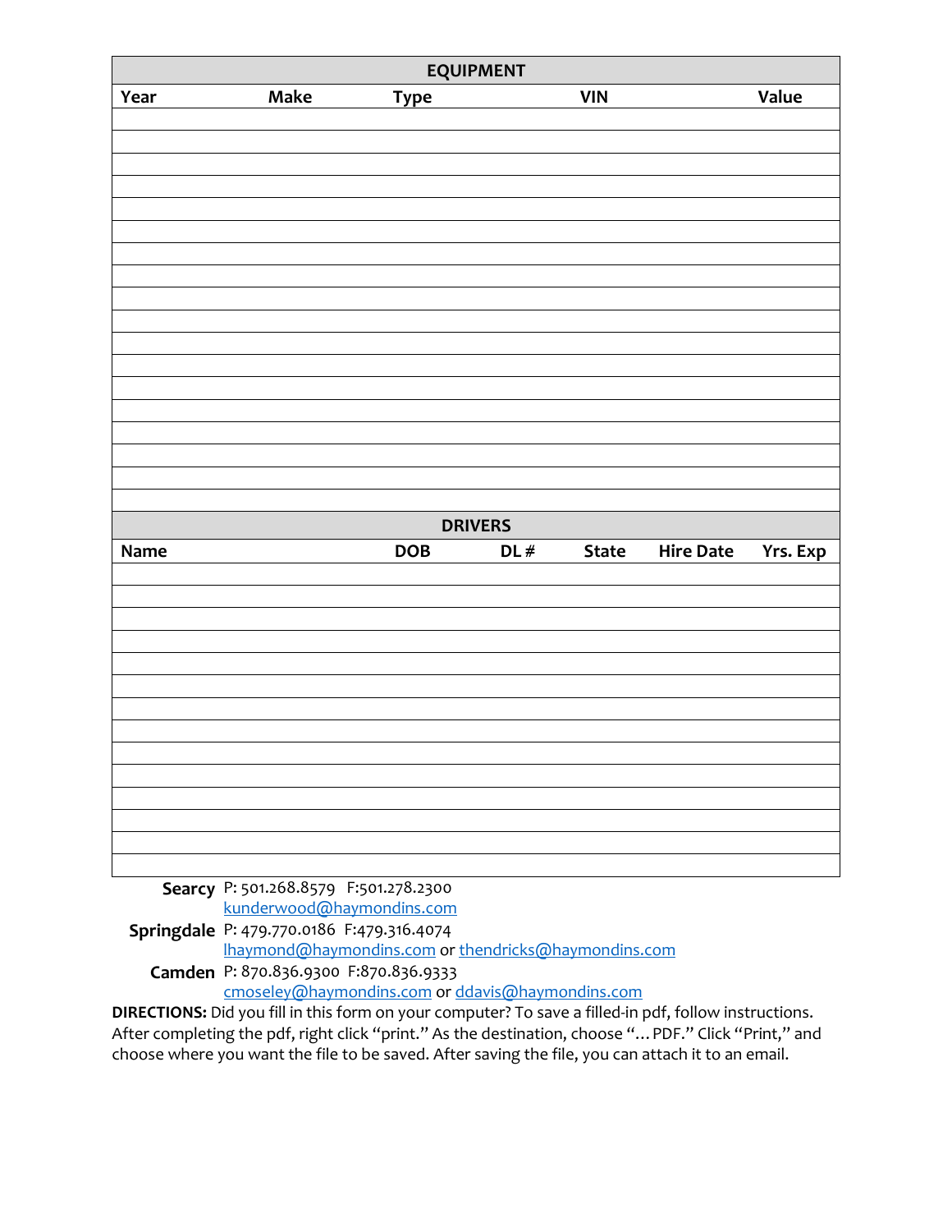## EQUIPMENT

| Year | Make | Type | VIN | Value |
|---|---|---|---|---|
| | | | | |
| | | | | |
| | | | | |
| | | | | |
| | | | | |
| | | | | |
| | | | | |
| | | | | |
| | | | | |
| | | | | |
| | | | | |
| | | | | |
| | | | | |
| | | | | |
| | | | | |
| | | | | |
| | | | | |
| | | | | |

## DRIVERS

| Name | DOB | DL # | State | Hire Date | Yrs. Exp |
|---|---|---|---|---|---|
| | | | | | |
| | | | | | |
| | | | | | |
| | | | | | |
| | | | | | |
| | | | | | |
| | | | | | |
| | | | | | |
| | | | | | |
| | | | | | |
| | | | | | |
| | | | | | |
| | | | | | |
| | | | | | |

**Searcy** P: 501.268.8579 F:501.278.2300
kunderwood@haymondins.com

**Springdale** P: 479.770.0186 F:479.316.4074
lhaymond@haymondins.com or thendricks@haymondins.com

**Camden** P: 870.836.9300 F:870.836.9333
cmoseley@haymondins.com or ddavis@haymondins.com

**DIRECTIONS:** Did you fill in this form on your computer? To save a filled-in pdf, follow instructions. After completing the pdf, right click "print." As the destination, choose "… PDF." Click "Print," and choose where you want the file to be saved. After saving the file, you can attach it to an email.